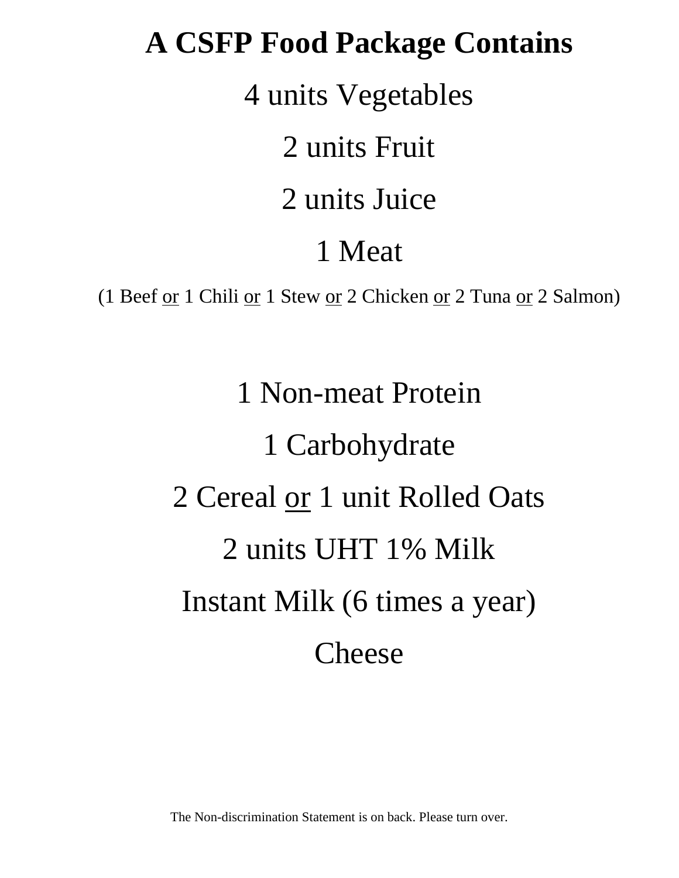# A CSFP Food Package Contains

4 units Vegetables

2 units Fruit

2 units Juice

1 Meat

(1 Beef <u>or</u> 1 Chili <u>or</u> 1 Stew <u>or</u> 2 Chicken <u>or</u> 2 Tuna <u>or</u> 2 Salmon)

1 Non-meat Protein

1 Carbohydrate

2 Cereal <u>or</u> 1 unit Rolled Oats

2 units UHT 1% Milk

Instant Milk (6 times a year)

Cheese

The Non-discrimination Statement is on back. Please turn over.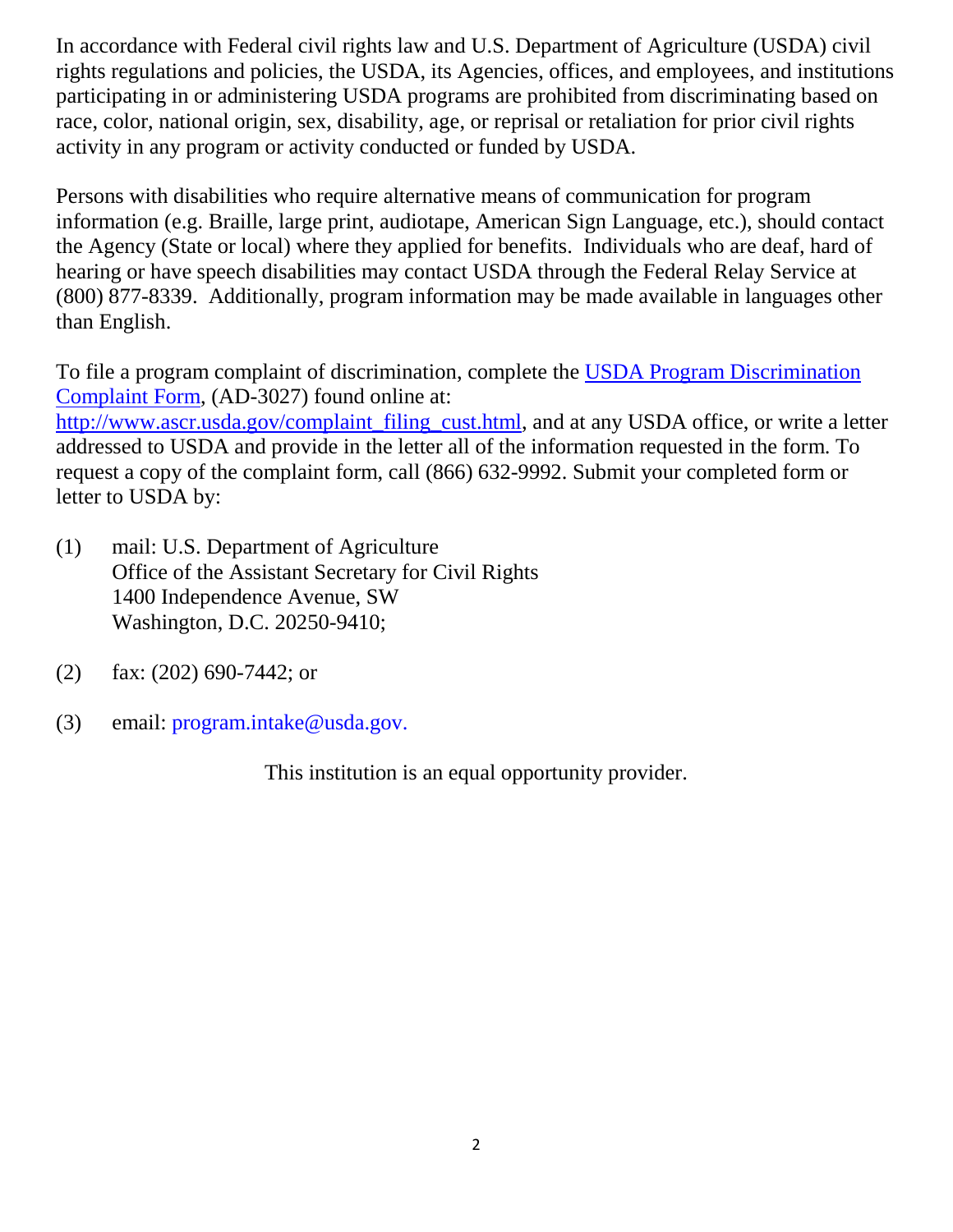In accordance with Federal civil rights law and U.S. Department of Agriculture (USDA) civil rights regulations and policies, the USDA, its Agencies, offices, and employees, and institutions participating in or administering USDA programs are prohibited from discriminating based on race, color, national origin, sex, disability, age, or reprisal or retaliation for prior civil rights activity in any program or activity conducted or funded by USDA.

Persons with disabilities who require alternative means of communication for program information (e.g. Braille, large print, audiotape, American Sign Language, etc.), should contact the Agency (State or local) where they applied for benefits. Individuals who are deaf, hard of hearing or have speech disabilities may contact USDA through the Federal Relay Service at (800) 877-8339. Additionally, program information may be made available in languages other than English.

To file a program complaint of discrimination, complete the [USDA Program Discrimination Complaint Form](http://www.ascr.usda.gov/complaint_filing_cust.html), (AD-3027) found online at: [http://www.ascr.usda.gov/complaint_filing_cust.html](http://www.ascr.usda.gov/complaint_filing_cust.html), and at any USDA office, or write a letter addressed to USDA and provide in the letter all of the information requested in the form. To request a copy of the complaint form, call (866) 632-9992. Submit your completed form or letter to USDA by:

(1) mail: U.S. Department of Agriculture
Office of the Assistant Secretary for Civil Rights
1400 Independence Avenue, SW
Washington, D.C. 20250-9410;

(2) fax: (202) 690-7442; or

(3) email: program.intake@usda.gov.

This institution is an equal opportunity provider.